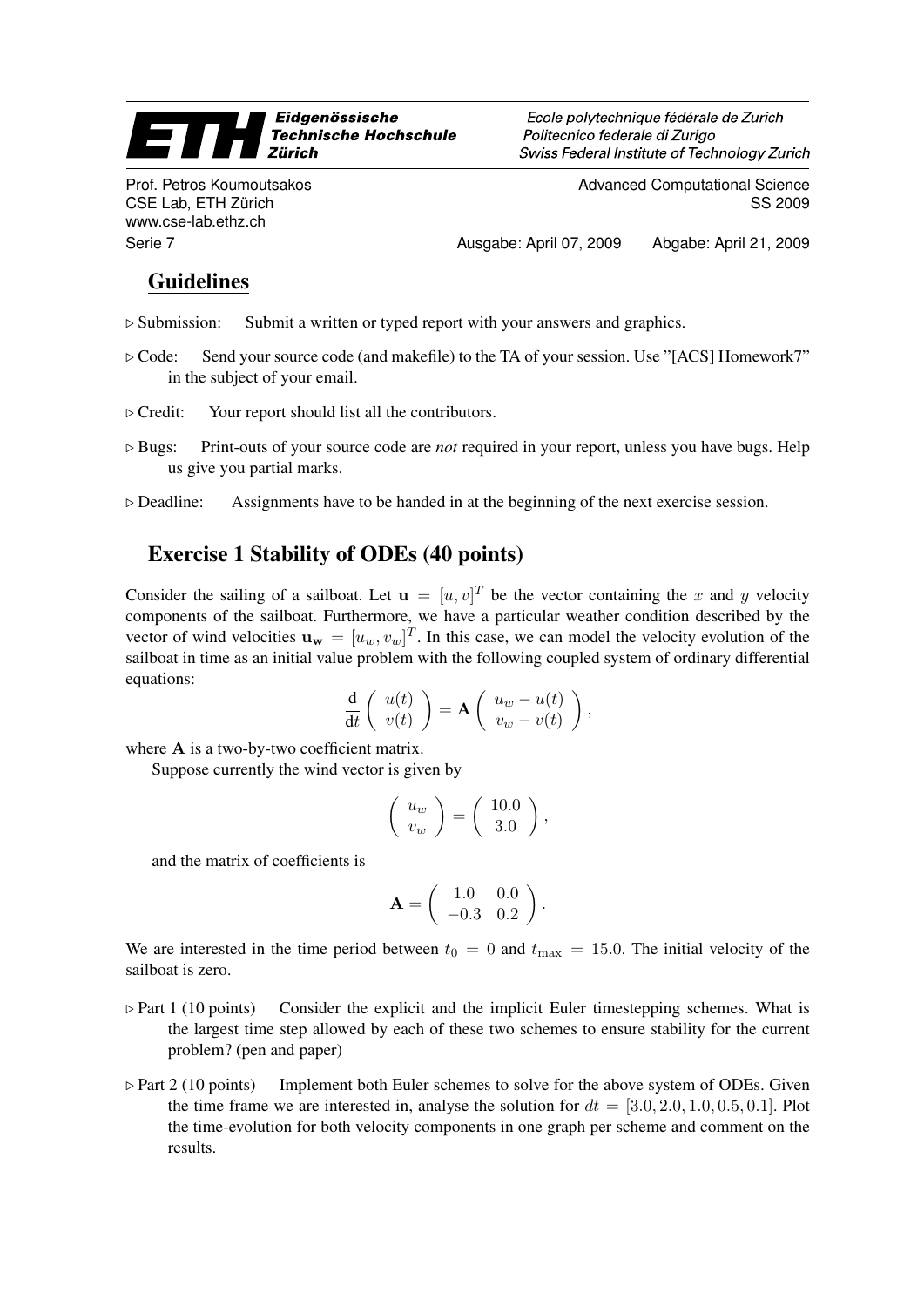Eidgenössische Technische Hochschule Zürich

Ecole polytechnique fédérale de Zurich
Politecnico federale di Zurigo
Swiss Federal Institute of Technology Zurich

Prof. Petros Koumoutsakos
CSE Lab, ETH Zürich
www.cse-lab.ethz.ch

Advanced Computational Science
SS 2009

Serie 7 — Ausgabe: April 07, 2009 — Abgabe: April 21, 2009

## Guidelines

▷ Submission: Submit a written or typed report with your answers and graphics.

▷ Code: Send your source code (and makefile) to the TA of your session. Use "[ACS] Homework7" in the subject of your email.

▷ Credit: Your report should list all the contributors.

▷ Bugs: Print-outs of your source code are *not* required in your report, unless you have bugs. Help us give you partial marks.

▷ Deadline: Assignments have to be handed in at the beginning of the next exercise session.

## Exercise 1 Stability of ODEs (40 points)

Consider the sailing of a sailboat. Let $\mathbf{u} = [u, v]^T$ be the vector containing the $x$ and $y$ velocity components of the sailboat. Furthermore, we have a particular weather condition described by the vector of wind velocities $\mathbf{u_w} = [u_w, v_w]^T$. In this case, we can model the velocity evolution of the sailboat in time as an initial value problem with the following coupled system of ordinary differential equations:

$$\frac{\mathrm{d}}{\mathrm{d}t} \begin{pmatrix} u(t) \\ v(t) \end{pmatrix} = \mathbf{A} \begin{pmatrix} u_w - u(t) \\ v_w - v(t) \end{pmatrix},$$

where $\mathbf{A}$ is a two-by-two coefficient matrix.

Suppose currently the wind vector is given by

$$\begin{pmatrix} u_w \\ v_w \end{pmatrix} = \begin{pmatrix} 10.0 \\ 3.0 \end{pmatrix},$$

and the matrix of coefficients is

$$\mathbf{A} = \begin{pmatrix} 1.0 & 0.0 \\ -0.3 & 0.2 \end{pmatrix}.$$

We are interested in the time period between $t_0 = 0$ and $t_{\max} = 15.0$. The initial velocity of the sailboat is zero.

▷ Part 1 (10 points) Consider the explicit and the implicit Euler timestepping schemes. What is the largest time step allowed by each of these two schemes to ensure stability for the current problem? (pen and paper)

▷ Part 2 (10 points) Implement both Euler schemes to solve for the above system of ODEs. Given the time frame we are interested in, analyse the solution for $dt = [3.0, 2.0, 1.0, 0.5, 0.1]$. Plot the time-evolution for both velocity components in one graph per scheme and comment on the results.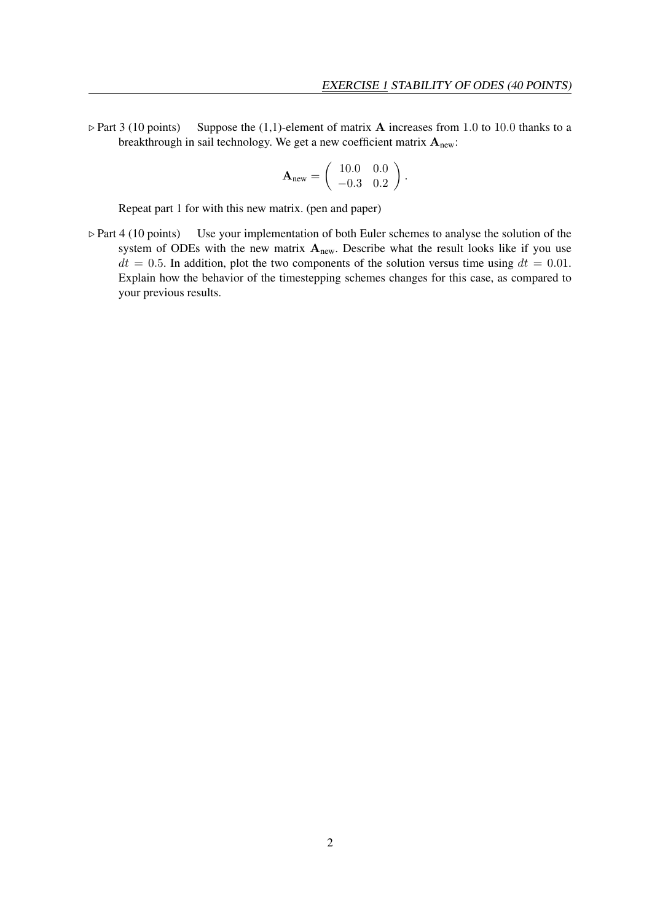▹ Part 3 (10 points) Suppose the (1,1)-element of matrix $\mathbf{A}$ increases from $1.0$ to $10.0$ thanks to a breakthrough in sail technology. We get a new coefficient matrix $\mathbf{A}_{\text{new}}$:

$$\mathbf{A}_{\text{new}} = \begin{pmatrix} 10.0 & 0.0 \\ -0.3 & 0.2 \end{pmatrix}.$$

Repeat part 1 for with this new matrix. (pen and paper)

▹ Part 4 (10 points) Use your implementation of both Euler schemes to analyse the solution of the system of ODEs with the new matrix $\mathbf{A}_{\text{new}}$. Describe what the result looks like if you use $dt = 0.5$. In addition, plot the two components of the solution versus time using $dt = 0.01$. Explain how the behavior of the timestepping schemes changes for this case, as compared to your previous results.